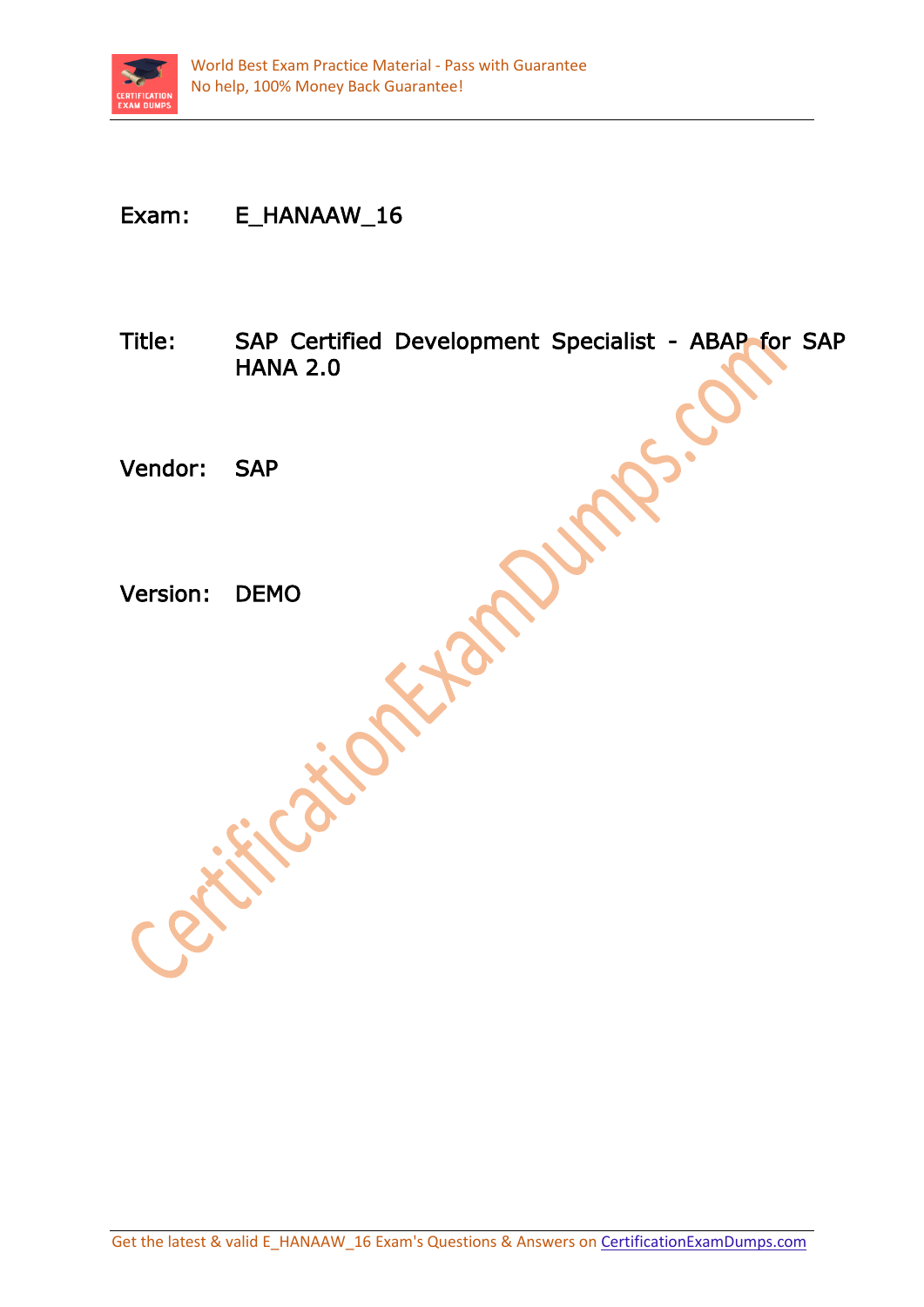Exam: E_HANAAW_16

Title: SAP Certified Development Specialist - ABAP for SAP HANA 2.0

Vendor: SAP

Version: DEMO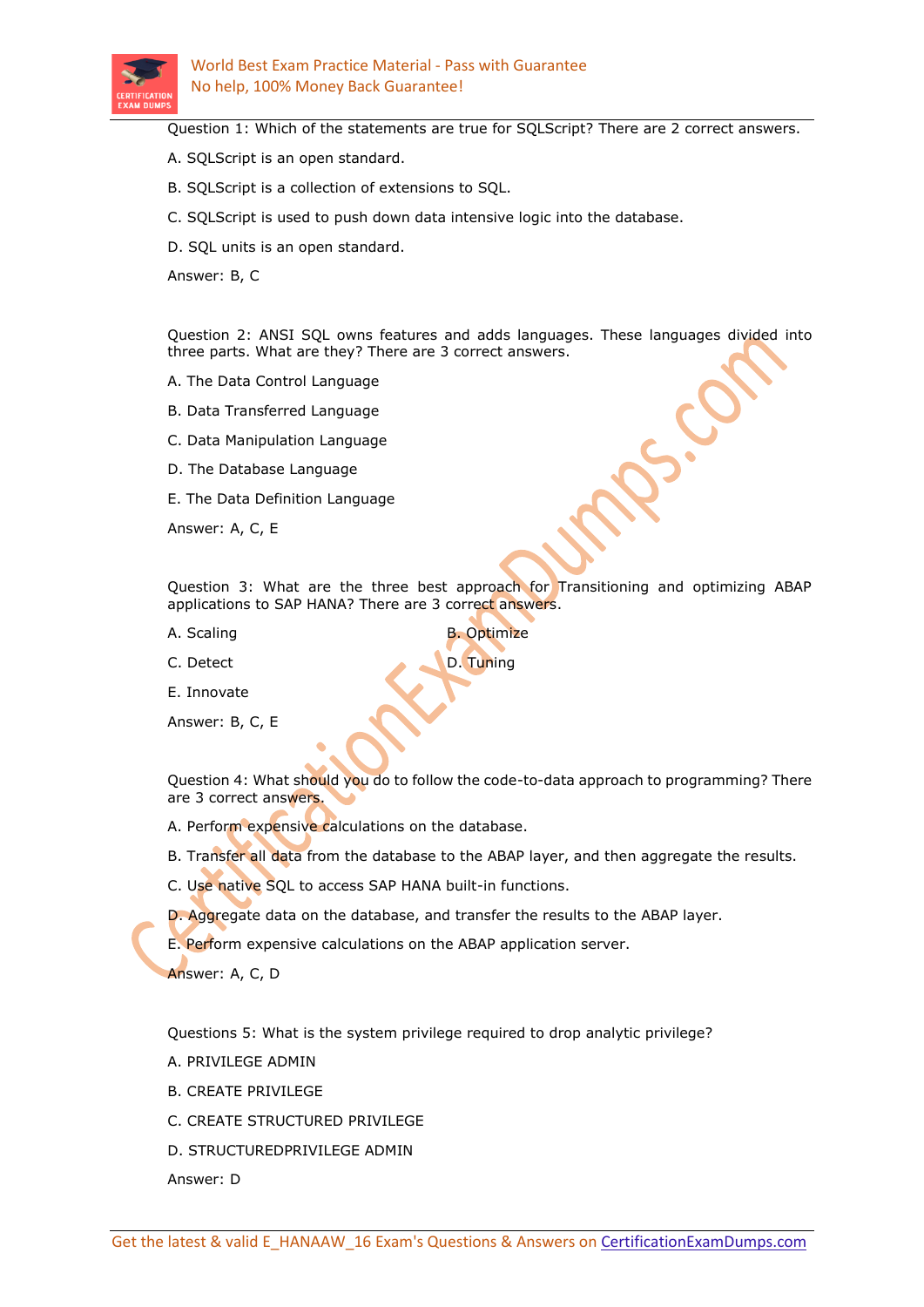Question 1: Which of the statements are true for SQLScript? There are 2 correct answers.

A. SQLScript is an open standard.

B. SQLScript is a collection of extensions to SQL.

C. SQLScript is used to push down data intensive logic into the database.

D. SQL units is an open standard.

Answer: B, C

Question 2: ANSI SQL owns features and adds languages. These languages divided into three parts. What are they? There are 3 correct answers.

A. The Data Control Language

B. Data Transferred Language

C. Data Manipulation Language

D. The Database Language

E. The Data Definition Language

Answer: A, C, E

Question 3: What are the three best approach for Transitioning and optimizing ABAP applications to SAP HANA? There are 3 correct answers.

A. Scaling

B. Optimize

C. Detect

D. Tuning

E. Innovate

Answer: B, C, E

Question 4: What should you do to follow the code-to-data approach to programming? There are 3 correct answers.

A. Perform expensive calculations on the database.

B. Transfer all data from the database to the ABAP layer, and then aggregate the results.

C. Use native SQL to access SAP HANA built-in functions.

D. Aggregate data on the database, and transfer the results to the ABAP layer.

E. Perform expensive calculations on the ABAP application server.

Answer: A, C, D

Questions 5: What is the system privilege required to drop analytic privilege?

A. PRIVILEGE ADMIN

B. CREATE PRIVILEGE

C. CREATE STRUCTURED PRIVILEGE

D. STRUCTUREDPRIVILEGE ADMIN

Answer: D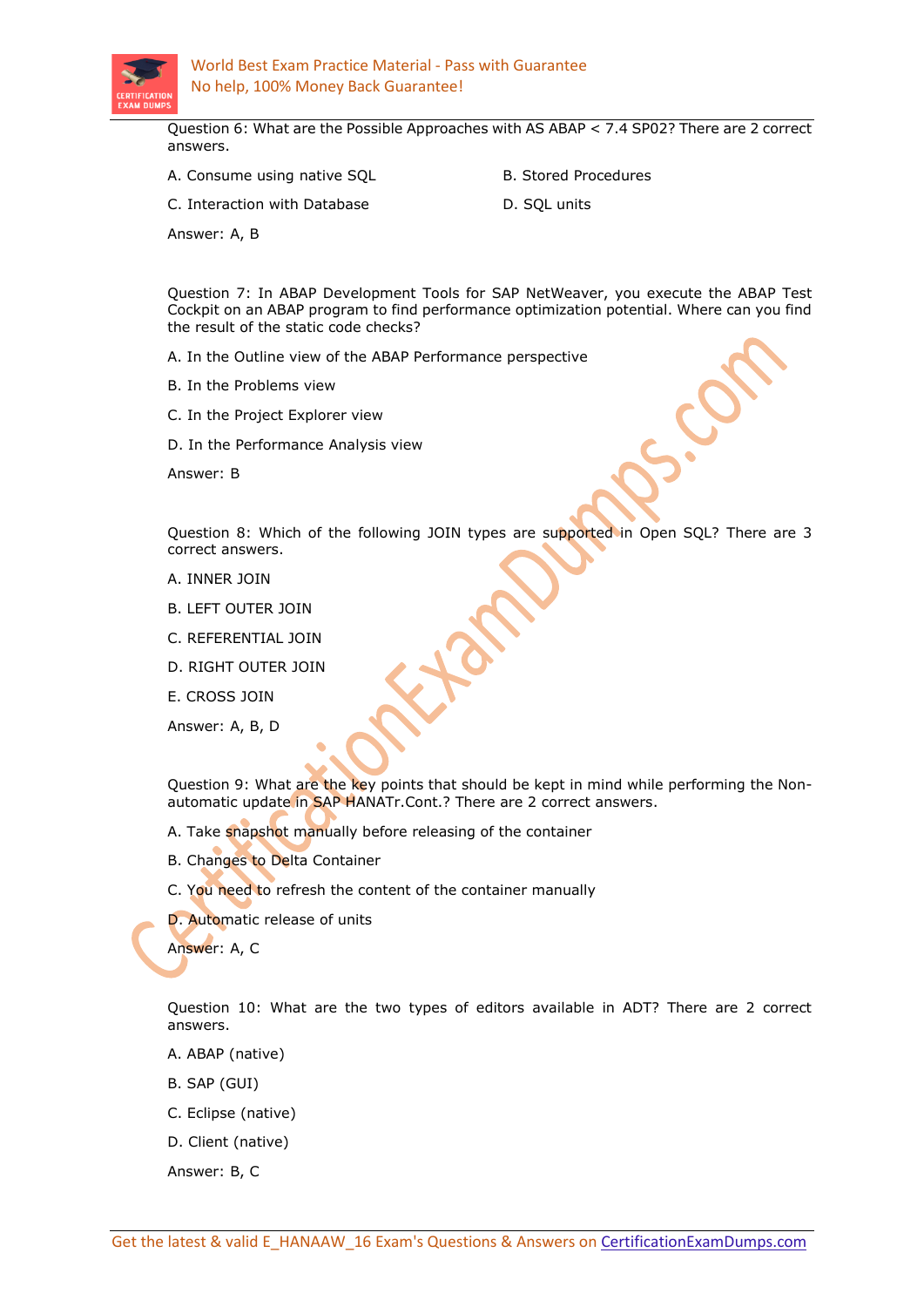Question 6: What are the Possible Approaches with AS ABAP < 7.4 SP02? There are 2 correct answers.

A. Consume using native SQL

B. Stored Procedures

C. Interaction with Database

D. SQL units

Answer: A, B

Question 7: In ABAP Development Tools for SAP NetWeaver, you execute the ABAP Test Cockpit on an ABAP program to find performance optimization potential. Where can you find the result of the static code checks?

A. In the Outline view of the ABAP Performance perspective

B. In the Problems view

C. In the Project Explorer view

D. In the Performance Analysis view

Answer: B

Question 8: Which of the following JOIN types are supported in Open SQL? There are 3 correct answers.

A. INNER JOIN

B. LEFT OUTER JOIN

C. REFERENTIAL JOIN

D. RIGHT OUTER JOIN

E. CROSS JOIN

Answer: A, B, D

Question 9: What are the key points that should be kept in mind while performing the Non-automatic update in SAP HANATr.Cont.? There are 2 correct answers.

A. Take snapshot manually before releasing of the container

B. Changes to Delta Container

C. You need to refresh the content of the container manually

D. Automatic release of units

Answer: A, C

Question 10: What are the two types of editors available in ADT? There are 2 correct answers.

A. ABAP (native)

B. SAP (GUI)

C. Eclipse (native)

D. Client (native)

Answer: B, C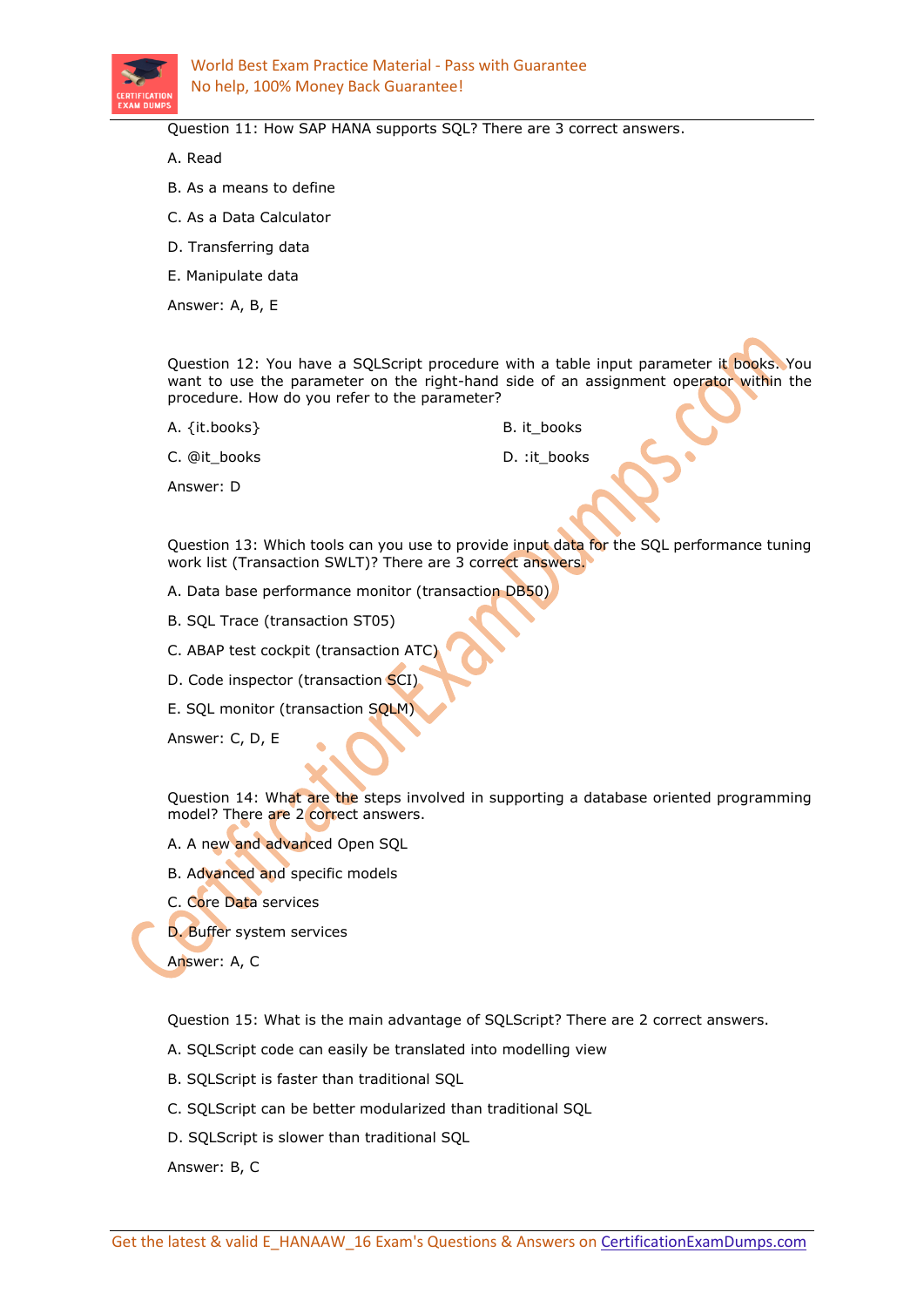Question 11: How SAP HANA supports SQL? There are 3 correct answers.

A. Read

B. As a means to define

C. As a Data Calculator

D. Transferring data

E. Manipulate data

Answer: A, B, E

Question 12: You have a SQLScript procedure with a table input parameter it books. You want to use the parameter on the right-hand side of an assignment operator within the procedure. How do you refer to the parameter?

A. {it.books}

B. it_books

C. @it_books

D. :it_books

Answer: D

Question 13: Which tools can you use to provide input data for the SQL performance tuning work list (Transaction SWLT)? There are 3 correct answers.

A. Data base performance monitor (transaction DB50)

B. SQL Trace (transaction ST05)

C. ABAP test cockpit (transaction ATC)

D. Code inspector (transaction SCI)

E. SQL monitor (transaction SQLM)

Answer: C, D, E

Question 14: What are the steps involved in supporting a database oriented programming model? There are 2 correct answers.

A. A new and advanced Open SQL

B. Advanced and specific models

C. Core Data services

D. Buffer system services

Answer: A, C

Question 15: What is the main advantage of SQLScript? There are 2 correct answers.

A. SQLScript code can easily be translated into modelling view

B. SQLScript is faster than traditional SQL

C. SQLScript can be better modularized than traditional SQL

D. SQLScript is slower than traditional SQL

Answer: B, C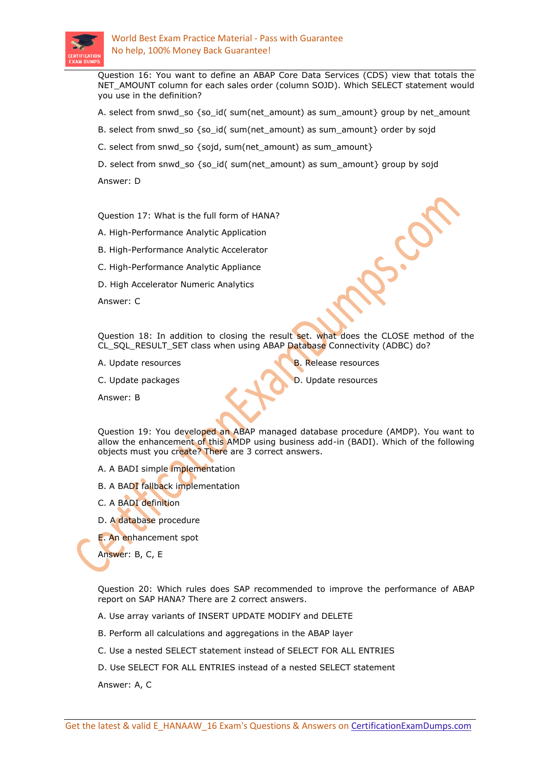Question 16: You want to define an ABAP Core Data Services (CDS) view that totals the NET_AMOUNT column for each sales order (column SOJD). Which SELECT statement would you use in the definition?

A. select from snwd_so {so_id( sum(net_amount) as sum_amount} group by net_amount

B. select from snwd_so {so_id( sum(net_amount) as sum_amount} order by sojd

C. select from snwd_so {sojd, sum(net_amount) as sum_amount}

D. select from snwd_so {so_id( sum(net_amount) as sum_amount} group by sojd

Answer: D

Question 17: What is the full form of HANA?

A. High-Performance Analytic Application

B. High-Performance Analytic Accelerator

C. High-Performance Analytic Appliance

D. High Accelerator Numeric Analytics

Answer: C

Question 18: In addition to closing the result set. what does the CLOSE method of the CL_SQL_RESULT_SET class when using ABAP Database Connectivity (ADBC) do?

A. Update resources

B. Release resources

C. Update packages

D. Update resources

Answer: B

Question 19: You developed an ABAP managed database procedure (AMDP). You want to allow the enhancement of this AMDP using business add-in (BADI). Which of the following objects must you create? There are 3 correct answers.

A. A BADI simple implementation

B. A BADI fallback implementation

C. A BADI definition

D. A database procedure

E. An enhancement spot

Answer: B, C, E

Question 20: Which rules does SAP recommended to improve the performance of ABAP report on SAP HANA? There are 2 correct answers.

A. Use array variants of INSERT UPDATE MODIFY and DELETE

B. Perform all calculations and aggregations in the ABAP layer

C. Use a nested SELECT statement instead of SELECT FOR ALL ENTRIES

D. Use SELECT FOR ALL ENTRIES instead of a nested SELECT statement

Answer: A, C